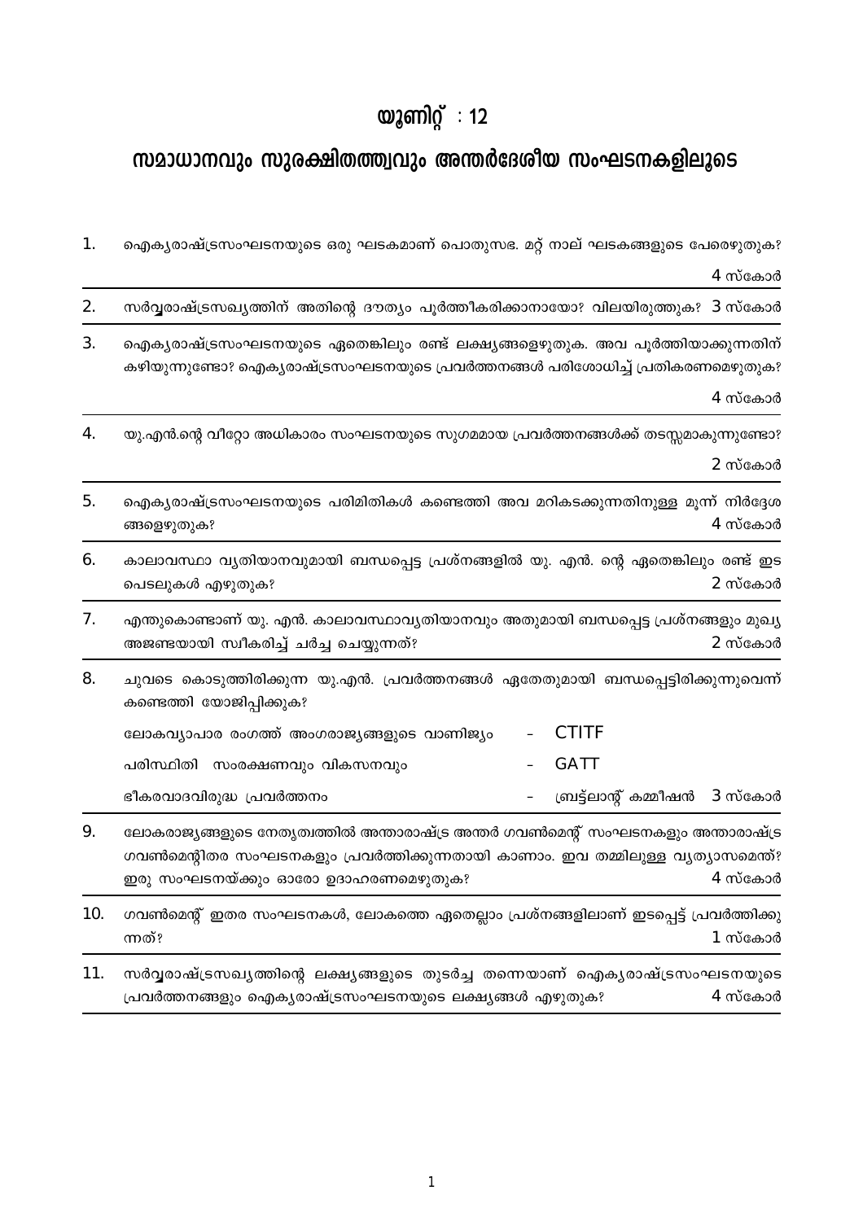# യൂണിറ്റ് : 12

## സമാധാനവും സുരക്ഷിതത്ത്വവും അന്തർദേശീയ സംഘടനകളിലൂടെ

1. ഐക്യരാഷ്ട്രസംഘടനയുടെ ഒരു ഘടകമാണ് പൊതുസഭ. മറ്റ് നാല് ഘടകങ്ങളുടെ പേരെഴുതുക? 4 സ്കോർ

2. സർവ്വരാഷ്ട്രസഖ്യത്തിന് അതിന്റെ ദൗത്യം പൂർത്തീകരിക്കാനായോ? വിലയിരുത്തുക? 3 സ്കോർ

3. ഐക്യരാഷ്ട്രസംഘടനയുടെ ഏതെങ്കിലും രണ്ട് ലക്ഷ്യങ്ങളെഴുതുക. അവ പൂർത്തിയാക്കുന്നതിന് കഴിയുന്നുണ്ടോ? ഐക്യരാഷ്ട്രസംഘടനയുടെ പ്രവർത്തനങ്ങൾ പരിശോധിച്ച് പ്രതികരണമെഴുതുക? 4 സ്കോർ

4. യു.എൻ.ന്റെ വീറ്റോ അധികാരം സംഘടനയുടെ സുഗമമായ പ്രവർത്തനങ്ങൾക്ക് തടസ്സമാകുന്നുണ്ടോ? 2 സ്കോർ

5. ഐക്യരാഷ്ട്രസംഘടനയുടെ പരിമിതികൾ കണ്ടെത്തി അവ മറികടക്കുന്നതിനുള്ള മൂന്ന് നിർദ്ദേശങ്ങളെഴുതുക? 4 സ്കോർ

6. കാലാവസ്ഥാ വ്യതിയാനവുമായി ബന്ധപ്പെട്ട പ്രശ്നങ്ങളിൽ യു. എൻ. ന്റെ ഏതെങ്കിലും രണ്ട് ഇടപെടലുകൾ എഴുതുക? 2 സ്കോർ

7. എന്തുകൊണ്ടാണ് യു. എൻ. കാലാവസ്ഥാവ്യതിയാനവും അതുമായി ബന്ധപ്പെട്ട പ്രശ്നങ്ങളും മുഖ്യ അജണ്ടയായി സ്വീകരിച്ച് ചർച്ച ചെയ്യുന്നത്? 2 സ്കോർ

8. ചുവടെ കൊടുത്തിരിക്കുന്ന യു.എൻ. പ്രവർത്തനങ്ങൾ ഏതേതുമായി ബന്ധപ്പെട്ടിരിക്കുന്നുവെന്ന് കണ്ടെത്തി യോജിപ്പിക്കുക? 3 സ്കോർ

| | | |
|---|---|---|
| ലോകവ്യാപാര രംഗത്ത് അംഗരാജ്യങ്ങളുടെ വാണിജ്യം | - | CTITF |
| പരിസ്ഥിതി സംരക്ഷണവും വികസനവും | - | GATT |
| ഭീകരവാദവിരുദ്ധ പ്രവർത്തനം | - | ബ്രട്ട്ലാന്റ് കമ്മീഷൻ |

9. ലോകരാജ്യങ്ങളുടെ നേതൃത്വത്തിൽ അന്താരാഷ്ട്ര അന്തർ ഗവൺമെന്റ് സംഘടനകളും അന്താരാഷ്ട്ര ഗവൺമെന്റിതര സംഘടനകളും പ്രവർത്തിക്കുന്നതായി കാണാം. ഇവ തമ്മിലുള്ള വ്യത്യാസമെന്ത്? ഇരു സംഘടനയ്ക്കും ഓരോ ഉദാഹരണമെഴുതുക? 4 സ്കോർ

10. ഗവൺമെന്റ് ഇതര സംഘടനകൾ, ലോകത്തെ ഏതെല്ലാം പ്രശ്നങ്ങളിലാണ് ഇടപ്പെട്ട് പ്രവർത്തിക്കുന്നത്? 1 സ്കോർ

11. സർവ്വരാഷ്ട്രസഖ്യത്തിന്റെ ലക്ഷ്യങ്ങളുടെ തുടർച്ച തന്നെയാണ് ഐക്യരാഷ്ട്രസംഘടനയുടെ പ്രവർത്തനങ്ങളും ഐക്യരാഷ്ട്രസംഘടനയുടെ ലക്ഷ്യങ്ങൾ എഴുതുക? 4 സ്കോർ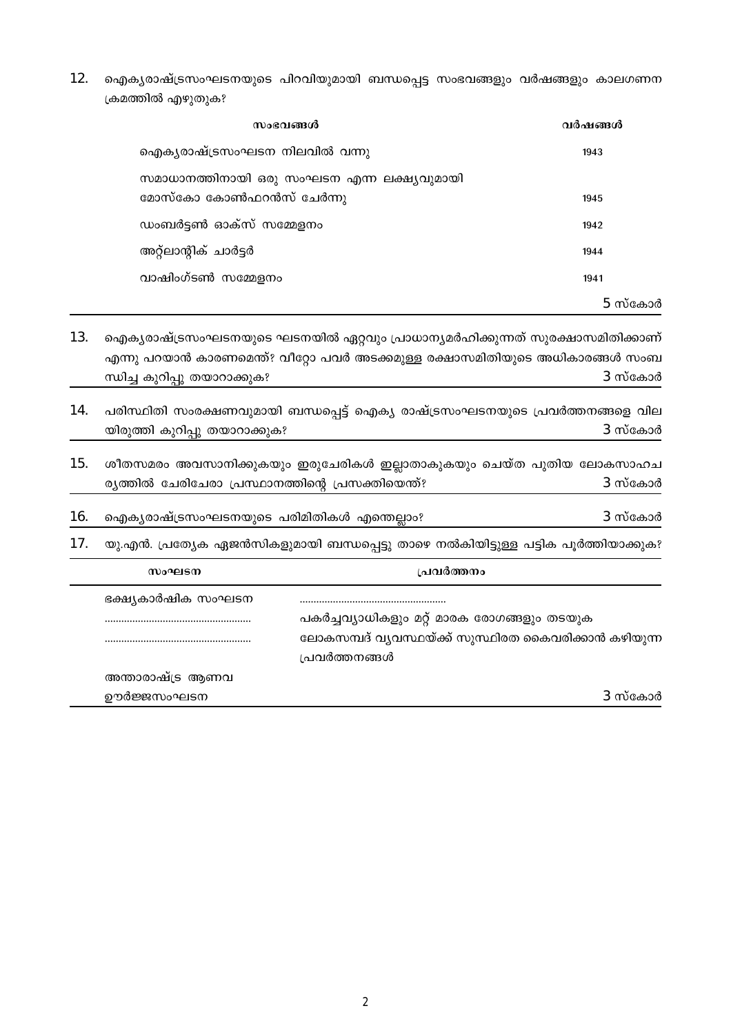12. ഐക്യരാഷ്ട്രസംഘടനയുടെ പിറവിയുമായി ബന്ധപ്പെട്ട സംഭവങ്ങളും വർഷങ്ങളും കാലഗണന ക്രമത്തിൽ എഴുതുക?

| സംഭവങ്ങൾ | വർഷങ്ങൾ |
|---|---|
| ഐക്യരാഷ്ട്രസംഘടന നിലവിൽ വന്നു | 1943 |
| സമാധാനത്തിനായി ഒരു സംഘടന എന്ന ലക്ഷ്യവുമായി മോസ്കോ കോൺഫറൻസ് ചേർന്നു | 1945 |
| ഡംബർട്ടൺ ഓക്സ് സമ്മേളനം | 1942 |
| അറ്റ്ലാന്റിക് ചാർട്ടർ | 1944 |
| വാഷിംഗ്ടൺ സമ്മേളനം | 1941 |

5 സ്കോർ

13. ഐക്യരാഷ്ട്രസംഘടനയുടെ ഘടനയിൽ ഏറ്റവും പ്രാധാന്യമർഹിക്കുന്നത് സുരക്ഷാസമിതിക്കാണ് എന്നു പറയാൻ കാരണമെന്ത്? വീറ്റോ പവർ അടക്കമുള്ള രക്ഷാസമിതിയുടെ അധികാരങ്ങൾ സംബന്ധിച്ച കുറിപ്പു തയാറാക്കുക? 3 സ്കോർ

14. പരിസ്ഥിതി സംരക്ഷണവുമായി ബന്ധപ്പെട്ട് ഐക്യ രാഷ്ട്രസംഘടനയുടെ പ്രവർത്തനങ്ങളെ വിലയിരുത്തി കുറിപ്പു തയാറാക്കുക? 3 സ്കോർ

15. ശീതസമരം അവസാനിക്കുകയും ഇരുചേരികൾ ഇല്ലാതാകുകയും ചെയ്ത പുതിയ ലോകസാഹചര്യത്തിൽ ചേരിചേരാ പ്രസ്ഥാനത്തിന്റെ പ്രസക്തിയെന്ത്? 3 സ്കോർ

16. ഐക്യരാഷ്ട്രസംഘടനയുടെ പരിമിതികൾ എന്തെല്ലാം? 3 സ്കോർ

17. യു.എൻ. പ്രത്യേക ഏജൻസികളുമായി ബന്ധപ്പെട്ടു താഴെ നൽകിയിട്ടുള്ള പട്ടിക പൂർത്തിയാക്കുക?

| സംഘടന | പ്രവർത്തനം |
|---|---|
| ഭക്ഷ്യകാർഷിക സംഘടന | .................................................... |
| .................................................... | പകർച്ചവ്യാധികളും മറ്റ് മാരക രോഗങ്ങളും തടയുക |
| .................................................... | ലോകസമ്പദ് വ്യവസ്ഥയ്ക്ക് സുസ്ഥിരത കൈവരിക്കാൻ കഴിയുന്ന പ്രവർത്തനങ്ങൾ |
| അന്താരാഷ്ട്ര ആണവ ഊർജ്ജസംഘടന | |

3 സ്കോർ